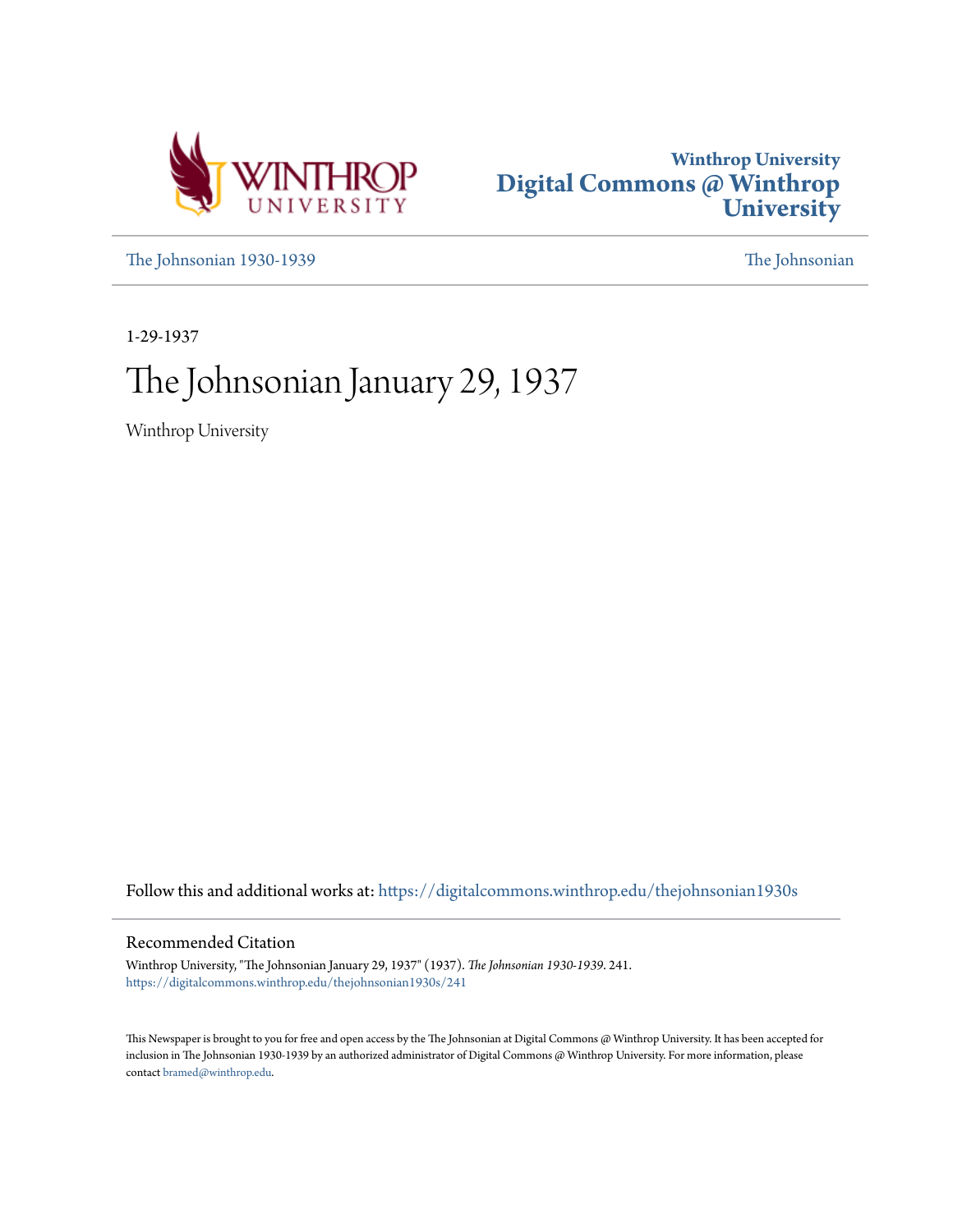Winthrop University
# Digital Commons @ Winthrop University

The Johnsonian 1930-1939 The Johnsonian

1-29-1937

# The Johnsonian January 29, 1937

Winthrop University

Follow this and additional works at: https://digitalcommons.winthrop.edu/thejohnsonian1930s

## Recommended Citation

Winthrop University, "The Johnsonian January 29, 1937" (1937). *The Johnsonian 1930-1939*. 241.
https://digitalcommons.winthrop.edu/thejohnsonian1930s/241

This Newspaper is brought to you for free and open access by the The Johnsonian at Digital Commons @ Winthrop University. It has been accepted for inclusion in The Johnsonian 1930-1939 by an authorized administrator of Digital Commons @ Winthrop University. For more information, please contact bramed@winthrop.edu.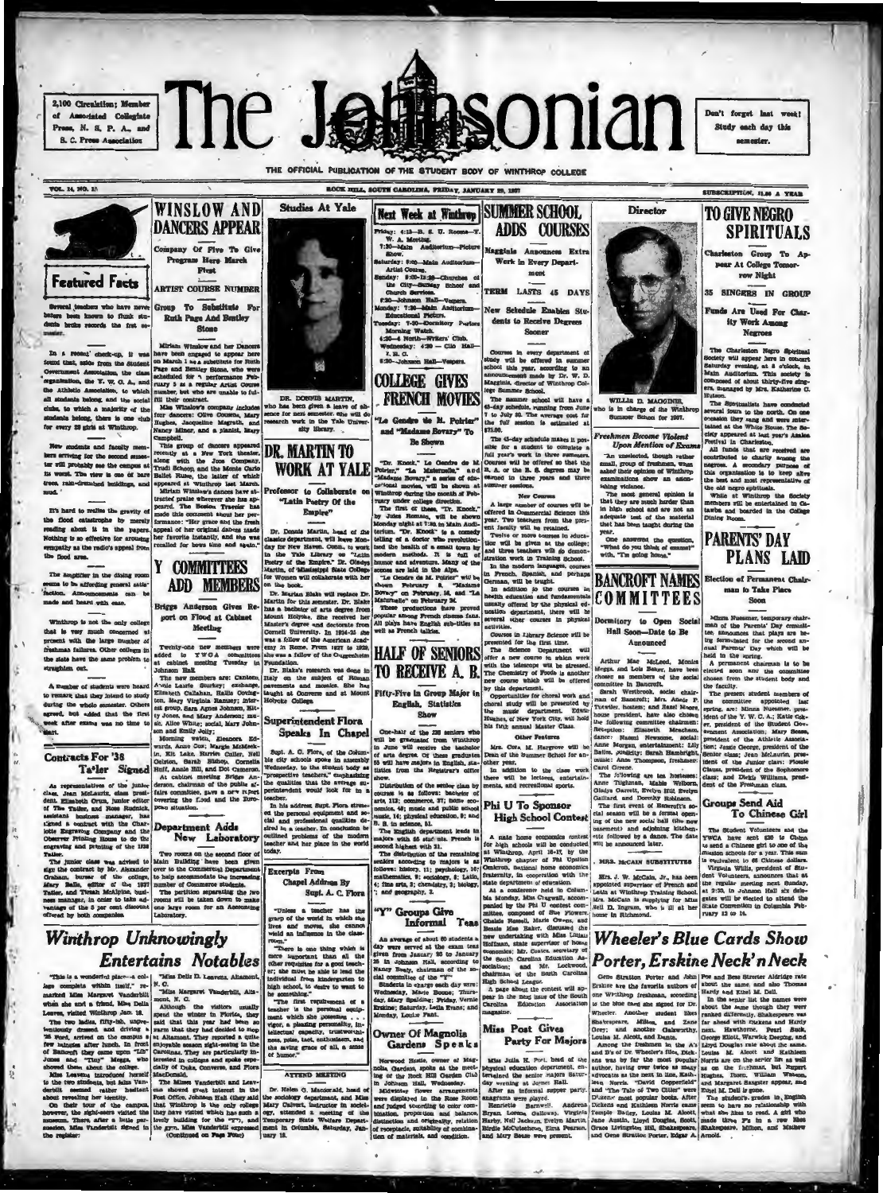2,100 Circulation; Member of Associated Collegiate Press, N. S. P. A., and S. C. Press Association

# The Johnsonian

Don't forget last week! Study each day this semester.

THE OFFICIAL PUBLICATION OF THE STUDENT BODY OF WINTHROP COLLEGE

VOL. 14, NO. 15 — ROCK HILL, SOUTH CAROLINA, FRIDAY, JANUARY 29, 1937 — SUBSCRIPTION, $1.00 A YEAR

## Featured Facts

Several teachers who have never before been known to flunk students broke records the first semester.

In a recent check-up, it was found that, aside from the Student Government Association, the class organization, the Y. W. C. A., and the Athletic Association, to which all students belong, and the social clubs, to which a majority of the students belong, there is one club for every 28 girls at Winthrop.

New students and faculty members arriving for the second semester will probably see the campus at its worst. The view is one of bare trees, rain-drenched buildings, and mud.

It's hard to realize the gravity of the flood catastrophe by merely reading about it in the papers. Nothing is so effective for arousing sympathy as the radio's appeal from the flood area.

The amplifier in the dining room seems to be affording general satisfaction. Announcements can be made and heard with ease.

Winthrop is not the only college that is very much concerned at present with the large number of freshman failures. Other colleges in the state have the same problem to straighten out.

A number of students were heard to remark that they intend to study during the whole semester. Others agreed, but added that the first week after exams was no time to start.

## Contracts For '38 Tatler Signed

As representatives of the junior class, Jean McLaurin, class president, Elizabeth Cruse, junior editor of The Tatler, and Rose Rudnick, assistant business manager, has signed a contract with the Charlotte Engraving Company and the Observer Printing House to do the engraving and printing of the 1938 Tatler.

The junior class was advised to sign the contract by Mr. Alexander Graham, bursar of the college, Mary Bailes, editor of the 1937 Tatler, and Tirzah McAlpine, business manager, in order to take advantage of the 5 per cent discount offered by both companies.

## WINSLOW AND DANCERS APPEAR

Company Of Five To Give Program Here March First

ARTIST COURSE NUMBER

Group To Substitute For Ruth Page And Bentley Stone

Miriam Winslow and her Dancers have been engaged to appear here on March 1 as a substitute for Ruth Page and Bentley Stone, who were scheduled for a performance February 5 as a regular Artist Course number, but who are unable to fulfill their contract.

Miss Winslow's company includes four dancers: Olive Cousens, Mary Hughes, Jacqueline Magrath, and Nancy Miner, and a pianist, Mary Campbell.

This group of dancers appeared recently at a New York theater, along with the Jooss Company, Trudi Schoop, and the Monte Carlo Ballet Russe, the latter of which appeared at Winthrop last March.

Miriam Winslow's dances have attracted praise wherever she has appeared. The Boston Traveler has made this comment about her performance: "Her grace and the fresh appeal of her original dances made her favorite instantly, and she was recalled for bows time and again."

## Y COMMITTEES ADD MEMBERS

Briggs Anderson Gives Report on Flood at Cabinet Meeting

Twenty-one new members were added to Y.W.C.A. committees at cabinet meeting Tuesday in Johnson Hall.

The new members are: Canteen, Annie Laurie Sturkey; exchange, Elizabeth Callahan, Hallie Covington, Mary Virginia Ramsey; interest group, Sara Agnes Johnson, Kitty Jones, and Mary Anderson; music, Alice White; social, Mary Johnson and Emily Jolly;

Morning watch, Eleanora Edwards, Annie Cox; Margie McMeekin, Elt Lake, Harriet Cutler, Nell Celston, Sarah Bishop, Cornelia Huff, Annie Hill, and Dot Cameron.

At cabinet meeting Briggs Anderson, chairman of the public affairs committee, gave a new report covering the flood and the European situation.

## Department Adds New Laboratory

Two rooms on the second floor of Main Building have been given over to the Commercial Department to help accommodate the increasing number of Commerce students.

The partition separating the two rooms will be taken down to make one large room for an Accounting Laboratory.

## Studies At Yale

DR. DONNIS MARTIN, who has been given a leave of absence for next semester. She will do research work in the Yale University library.

## DR. MARTIN TO WORK AT YALE

Professor to Collaborate on "Latin Poetry Of the Empire"

Dr. Donnis Martin, head of the classics department, will leave Monday for New Haven, Conn., to work in the Yale Library on "Latin Poetry of the Empire." Dr. Gladys Martin, of Mississippi State College for Women will collaborate with her on the book.

Dr. Marian Blake will replace Dr. Martin for this semester. Dr. Blake has a bachelor of arts degree from Mount Holyoke. She received her Master's degree and doctorate from Cornell University. In 1924-25 she was a fellow of the American Academy in Rome. From 1927 to 1929, she was a fellow of the Guggenheim Foundation.

Dr. Blake's research was done in Italy on the subject of Roman pavements and mosaics. She has taught at Converse and at Mount Holyoke College.

## Superintendent Flora Speaks In Chapel

Supt. A. C. Flora, of the Columbia city schools spoke in assembly Wednesday, to the student body as "prospective teachers," emphasizing the qualities that the average superintendent would look for in a teacher.

In his address Supt. Flora stressed the personal equipment and social and professional qualities desired in a teacher. In conclusion he outlined problems of the modern teacher and her place in the world today.

### Excerpts From Chapel Address By Supt. A. C. Flora

"Unless a teacher has the grasp of the world in which she lives and moves, she cannot wield an influence in the classroom."

"There is one thing which is more important than all the other requisites for a good teacher; she must be able to lead the individual from kindergarten to high school, to desire to want to be something."

"The first requirement of a teacher is the personal equipment which she possesses . . . vigor, a pleasing personality, intellectual capacity, trustworthiness, poise, tact, enthusiasm, and the saving grace of all, a sense of humor."

### ATTEND MEETING

Dr. Helen G. Macdonald, head of the sociology department, and Miss Mary Calvert, instructor in sociology, attended a meeting of the Lexington State Welfare Department in Columbia, Saturday, January 16.

## Next Week at Winthrop

Friday: 4:15—R. S. U. Rooms—Y. W. A. Meeting.
7:30—Main Auditorium—Picture Show.

Saturday: 8:30—Main Auditorium—Artist Course.

Sunday: 9:30-12:30—Churches of the City—Sunday School and Church Services.
6:30—Johnson Hall—Vespers.

Monday: 7:30—Main Auditorium—Educational Picture.

Tuesday: 7:30—Dormitory Parlors—Morning Watch.
6:30—4 North—Writers' Club.

Wednesday: 4:30 — Clio Hall—I. R. C.
6:30—Johnson Hall—Vespers.

## COLLEGE GIVES FRENCH MOVIES

"Le Gendre de M. Poirier" and "Madame Bovary" To Be Shown

"Dr. Knock," "Le Gendre de M. Poirier," "La Maternelle," and "Madame Bovary," a series of educational movies, will be shown at Winthrop during the month of February under college direction.

The first of these, "Dr. Knock," by Jules Romain, will be shown Monday night at 7:30 in Main Auditorium. "Dr. Knock" is a comedy telling of a doctor who revolutionized the health of a small town by modern methods. It is full of humor and adventure. Many of the scenes are laid in the Alps.

"Le Gendre de M. Poirier" will be shown February 8, "Madame Bovary" on February 16, and "La Maternelle" on February 24.

These productions have proved popular among French cinema fans. All plays have English sub-titles as well as French talkies.

## HALF OF SENIORS TO RECEIVE A. B.

Fifty-Five In Group Major in English, Statistics Show

One-half of the 230 seniors who will be graduated from Winthrop in June will receive the bachelor of arts degree. Of these graduates 55 will have majors in English, statistics from the Registrar's office show.

Distribution of the senior class by courses is as follows: bachelor of arts, 112; commerce, 37; home economics, 48; music and public school music, 14; physical education, 9; and B. S. in science, 31.

The English department leads in majors with 55 students. French is second highest with 21.

The distribution of the remaining seniors according to majors is as follows: history, 11; psychology, 16; Latin, 8; chemistry, 3; sociology, 4; fine arts, 2; chemistry, 3; biology, 7; and geography, 2.

## "Y" Groups Give Informal Teas

An average of about 60 students a day were served at the exam teas given from January 20 to January 26 in Johnson Hall, according to Nancy Beaty, chairman of the social committee of the "Y."

Students in charge each day were: Wednesday, Marie Boone; Thursday, Mary Spalding; Friday, Vernie Erskine; Saturday, Leila Evans; and Monday, Louise Pant.

## Owner Of Magnolia Gardens Speaks

Norwood Hastie, owner of Magnolia Gardens, spoke at the meeting of the Rock Hill Garden Club in Johnson Hall, Wednesday.

Midwinter flower arrangements were displayed in the Rose Room and judged according to color combination, proportion and balance, distinction and originality, relation of receptacle, suitability of combination of materials, and condition.

## SUMMER SCHOOL ADDS COURSES

Magginis Announces Extra Work in Every Department

TERM LASTS 45 DAYS

New Schedule Enables Students to Receive Degrees Sooner

Courses in every department of study will be offered in summer school this year, according to an announcement made by Dr. W. D. Magginis, director of Winthrop College Summer School.

The summer school will have a 45-day schedule, running from June 7 to July 20. The average cost for the full session is estimated at $75.00.

The 45-day schedule makes it possible for a student to complete a full year's work in three summers. Courses will be offered so that the B. A. or the B. S. degree may be earned in three years and three summer sessions.

### New Courses

A large number of courses will be offered in Commercial Science this year. Two teachers from the present faculty will be retained.

Twelve or more courses in education will be given at the college; and three teachers will do demonstration work in Training School.

In the modern languages, courses in French, Spanish, and perhaps German, will be taught.

In addition to the courses in health education and fundamentals usually offered by the physical education department, there will be several other courses in physical activities.

Courses in Library Science will be presented for the first time.

The Science Department will offer a new course in which work with the telescope will be stressed. The Chemistry of Foods is another new course which will be offered by this department.

Opportunities for choral work and choral study will be presented by the music department. Edwin Hughes, of New York City, will hold his fifth annual Master Class.

### Other Features

Mrs. Cora M. Hargrove will be Dean of the Summer School for another year.

In addition to the class work there will be lectures, entertainments, and recreational sports.

## Phi U To Sponsor High School Contest

A state home economics contest for high schools will be conducted at Winthrop, April 16-17, by the Winthrop chapter of Phi Upsilon Omicron, national home economics fraternity, in cooperation with the state department of education.

At a conference held in Columbia Monday, Miss Cragwall, accompanied by the Phi U contest committee, composed of Elsie Flowers, Chalda Russell, Marie Owens, and Bessie Mae Baker, discussed the new undertaking with Miss Lillian Hoffman, state supervisor of home economics; Mr. Coates, secretary of the South Carolina Education Association; and Mr. Lockwood, chairman of the South Carolina High School League.

A page about the contest will appear in the next issue of the South Carolina Education Association magazine.

## Miss Post Gives Party For Majors

Miss Julia H. Post, head of the physical education department, entertained the senior majors Saturday evening at Joynes Hall.

After an informal supper party, anagrams were played by Misses Henriette Barnwell, Andrena Bryan, Lorena Galloway, Virginia Harby, Nell Jackson, Evelyn Martin, Birdie McCutcheon, Elma Pearson, and Mary Bessie were present.

## Director

WILLIS D. MAGGINIS, who is in charge of the Winthrop Summer School for 1937.

### Freshmen Become Violent Upon Mention of Exams

"An unselected, though rather small, group of freshmen, when asked their opinion of Winthrop examinations shows an astonishing violence.

The most general opinion is that they are much harder than in high school and are not an adequate test of the material that has been taught during the year.

One answered the question, "What do you think of exams?" with, "I'm going home."

## BANCROFT NAMES COMMITTEES

Dormitory to Open Social Hall Soon—Date to Be Announced

Arthur Mae McLeod, Monica Meggs, and Lois Baker, have been chosen as members of the social committee in Bancroft.

Sarah Westbrook, social chairman of Bancroft; Mrs. Ansley P. Tutwiler, hostess; and Hazel Moore, house president, have also chosen the following committee chairmen: Reception: Elizabeth Meacham, dance: Naomi Newsome, cards; Anne Morgan, entertainment; Lily Bailes, publicity; Sarah Hambright, music: Anne Thompson, freshmen: Carol Greene.

The following are tea hostesses: Anne Tilghman, Mable Welborn, Gladys Garrett, Evelyn Hill Evelyn Gaillard, and Dorothy Robinson.

The first event of Bancroft's social season will be a formal opening of the new social hall (the new basement) and adjoining kitchenette followed by a dance. The date will be announced later.

### MRS. McCAIN SUBSTITUTES

Mrs. J. W. McCain, Jr., has been appointed supervisor of French and Latin at Winthrop Training School. Mrs. McCain is supplying for Miss Nell D. Ingram, who is ill at her home in Richmond.

## TO GIVE NEGRO SPIRITUALS

Charleston Group To Appear At College Tomorrow Night

35 SINGERS IN GROUP

Funds Are Used For Charity Work Among Negroes

The Charleston Negro Spiritual Society will appear here in concert Saturday evening, at 8 o'clock, in Main Auditorium. This society is composed of about thirty-five singers, managed by Mrs. Katherine C. Hutson.

The Spiritualists have conducted several tours to the north. On one occasion they sang and were entertained at the White House. The Society appeared at last year's Azalea Festival in Charleston.

All funds that are received are contributed to charity among the negroes. A secondary purpose of this organization is to keep alive the best and most representative of the old negro spirituals.

While at Winthrop the Society members will be entertained in Cafeteria and boarded in the College Dining Room.

## PARENTS' DAY PLANS LAID

Election of Permanent Chairman to Take Place Soon

Minna Nuessner, temporary chairman of the Parents' Day committee, announces that plans are being formulated for the second annual Parents' Day which will be held in the spring.

A permanent chairman is to be elected soon and the committee chosen from the student body and the faculty.

The present student members of the committee appointed last spring, are: Minna Nuessner, president of the Y. W. C. A.; Katie Coker, president of the Student Government Association; Mary Beam, president of the Athletic Association; Jessie George, president of the Senior class; Jean McLaurin, president of the Junior class; Flossie Clauss, president of the Sophomore class; and Dixie Williams, president of the Freshman class.

## Groups Send Aid To Chinese Girl

The Student Volunteers and the YWCA have sent $20 to China to send a Chinese girl to one of the mission schools for a year. This sum is equivalent to 66 Chinese dollars.

Virginia Willis, president of Student Volunteers, announces that at the regular meeting next Sunday, at 2:30, in Johnson Hall six delegates will be elected to attend the State Convention in Columbia February 12 to 14.

## Winthrop Unknowingly Entertains Notables

"This is a wonderful place—a college complete within itself," remarked Miss Margaret Vanderbilt when she and a friend, Miss Delia Leaves, visited Winthrop Jan. 18.

The two ladies, fifty-ish, unpretentiously dressed and driving a '36 Ford, arrived on the campus a few minutes after lunch. In front of Bancroft they came upon "Lib" Jones and "Tiny" Meggs, who showed them about the college.

Miss Leaves introduced herself to the two students, but Miss Vanderbilt seemed rather hesitant about revealing her identity.

On their tour of the campus, however, the sight-seers visited the museum. There, after a little persuasion, Miss Vanderbilt signed in the register:

"Miss Delia D. Leavens, Altamont, N. C.

"Miss Margaret Vanderbilt, Altamont, N. C."

Although the visitors usually spend the winter in Florida, they said that this year had been so warm that they had decided to stop at Altamont. They reported a quite enjoyable season sight-seeing in the Carolinas. They are particularly interested in colleges and spoke especially of Duke, Converse, and Flora MacDonald.

The Misses Vanderbilt and Leavens showed much interest in the Post Office, Johnson Hall (they said that Winthrop is the only college they have visited which has such a lovely building for the "Y"), and the gym. Miss Vanderbilt expressed (Continued on Page Four)

## Wheeler's Blue Cards Show Porter, Erskine Neck'n Neck

Gene Stratton Porter and John Erskine are the favorite authors of one Winthrop freshman, according to the blue card she signed for Dr. Wheeler. Another student likes Shakespeare, Milton, and Zane Grey; and another Galsworthy, Louisa M. Alcott, and Dante.

Among the freshmen in the A's and B's of Dr. Wheeler's files, Dickens was by far the most popular author, having over twice as many advocates as the next in line, Kathleen Norris. "David Copperfield" and "The Tale of Two Cities" were Dickens' most popular books. After Dickens and Kathleen Norris came Temple Bailey, Louisa M. Alcott, Jane Austin, Lloyd Douglas, Scott, Grace Livingston Hill, Shakespeare, and Gene Stratton Porter. Edgar A. Poe and Bess Streeter Aldridge rate about the same, and also Thomas Hardy and Ethel M. Dell.

In the senior list the names were about the same though they were ranked differently. Shakespeare was far ahead with Dickens and Hardy next. Hawthorne, Pearl Buck, George Eliot, Warwick Deeping, and Lloyd Douglas rate about the same. Ethel M. Dell is gone.

Louise M. Alcott and Kathleen Norris are on the senior list as well as on the freshman, but Rupert Hughes, Ibsen, William Watson, and Margaret Sangster appear, and Ethel M. Dell is gone.

The student's grades in English seem to have no relationship with what she likes to read. A girl who made three F's in a row likes Shakespeare, Milton, and Matthew Arnold.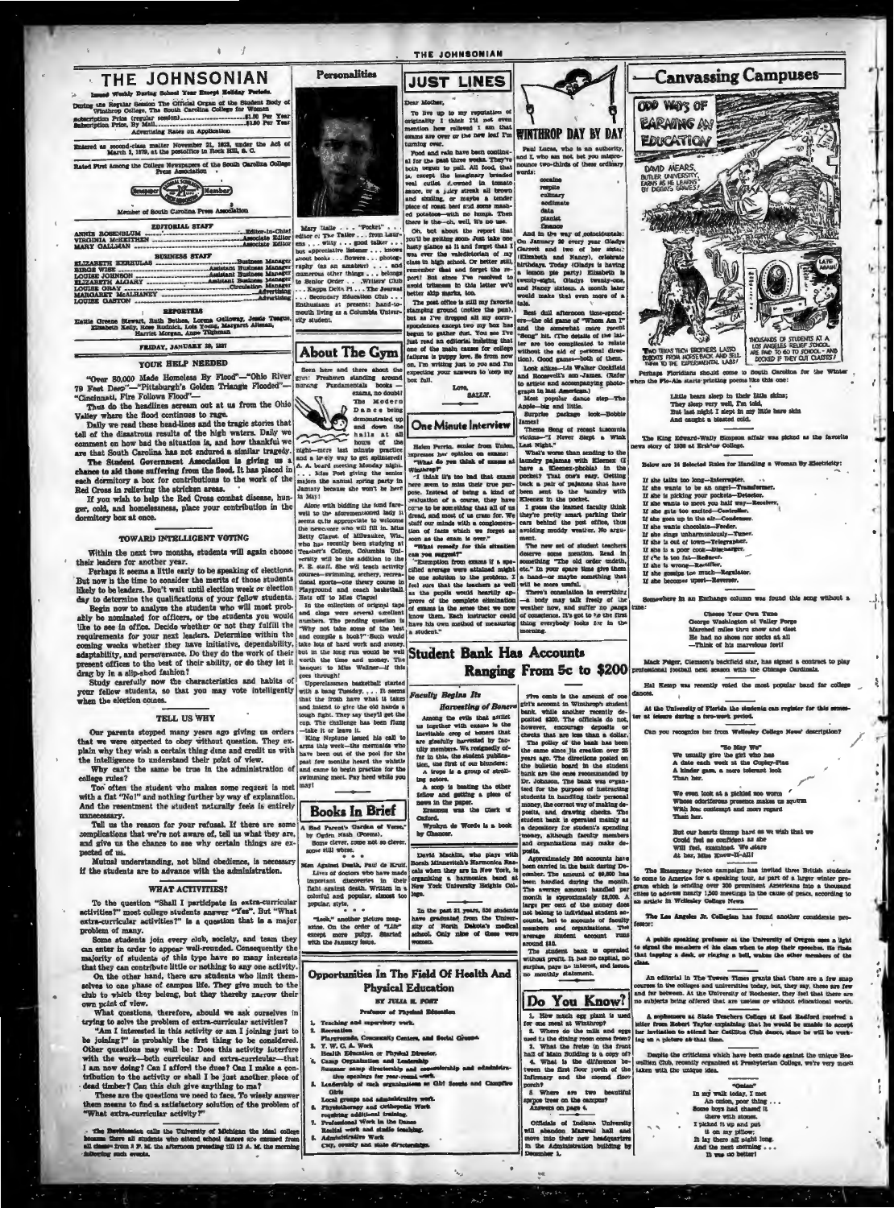# THE JOHNSONIAN

Issued Weekly During School Year Except Holiday Periods.

During the Regular Session The Official Organ of the Student Body of Winthrop College, The South Carolina College for Women

Subscription Price (regular session)..................$1.00 Per Year
Subscription Price, By Mail..........................$1.50 Per Year
Advertising Rates on Application

Entered as second-class matter November 21, 1923, under the Act of March 3, 1879, at the postoffice in Rock Hill, S. C.

Rated First Among the College Newspapers of the South Carolina College Press Association

Member of South Carolina Press Association

### EDITORIAL STAFF

ANNIE ROSENBLUM .......................Editor-in-Chief
VIRGINIA McKEITHEN ....................Associate Editor
MARY GALLMAN ..........................Associate Editor

### BUSINESS STAFF

ELIZABETH KERHULAS ....................Business Manager
BIRDS WISE ............................Assistant Business Manager
LOUISE JOHNSON ........................Assistant Business Manager
ELIZABETH ALGARY ......................Assistant Business Manager
LOUISE GRAY ...........................Circulation Manager
MARGARET McALHANEY ....................Advertising
LOUISE GASTON .........................Advertising

### REPORTERS

Eattie Greene Stewart, Ruth Bethea, Lorena Galloway, Jessie Teague, Elizabeth Kelly, Rose Rudnick, Lois Young, Margaret Altman, Harriet Morgan, Anne Tilghman

FRIDAY, JANUARY 29, 1937

## YOUR HELP NEEDED

"Over 50,000 Made Homeless By Flood"—"Ohio River 79 Feet Deep"—"Pittsburgh's Golden Triangle Flooded"—"Cincinnati, Fire Follows Flood"—

Thus do the headlines scream out at us from the Ohio Valley where the flood continues to rage.

Daily we read these headlines and the tragic stories that tell of the disastrous results of the high waters. Daily we comment on how bad the situation is, and how thankful we are that South Carolina has not endured a similar tragedy.

The Student Government Association is giving us a chance to aid those suffering from the flood. It has placed in each dormitory a box for contributions to the work of the Red Cross in relieving the stricken areas.

If you wish to help the Red Cross combat disease, hunger, cold, and homelessness, place your contribution in the dormitory box at once.

## TOWARD INTELLIGENT VOTING

Within the next two months, students will again choose their leaders for another year.

Perhaps it seems a little early to be speaking of elections. But now is the time to consider the merits of those students likely to be leaders. Don't wait until election week or election day to determine the qualifications of your fellow students.

Begin now to analyze the students who will most probably be nominated for officers, or the students you would like to see in office. Decide whether or not they fulfill the requirements for your next leaders. Determine within the coming weeks whether they have initiative, dependability, adaptability, and perseverance. Do they do the work of their present offices to the best of their ability, or do they let it drag by in a slip-shod fashion?

Study carefully now the characteristics and habits of your fellow students, so that you may vote intelligently when the election comes.

## TELL US WHY

Our parents stopped many years ago giving us orders that we were expected to obey without question. They explain why they wish a certain thing done and credit us with the intelligence to understand their point of view.

Why can't the same be true in the administration of college rules?

Too often the student who makes some request is met with a flat "No!" and nothing further by way of explanation. And the resentment the student naturally feels is entirely unnecessary.

Tell us the reason for your refusal. If there are some complications that we're not aware of, tell us what they are, and give us the chance to see why certain things are expected of us.

Mutual understanding, not blind obedience, is necessary if the students are to advance with the administration.

## WHAT ACTIVITIES?

To the question "Shall I participate in extra-curricular activities?" most college students answer "Yes". But "What extra-curricular activities?" is a question that is a major problem of many.

Some students join every club, society, and team they can enter in order to appear well-rounded. Consequently the majority of students of this type have so many interests that they can contribute little or nothing to any one activity.

On the other hand, there are students who limit themselves to one phase of campus life. They give much to the club to which they belong, but they thereby narrow their own point of view.

What questions, therefore, should we ask ourselves in trying to solve the problem of extra-curricular activities?

"Am I interested in this activity or am I joining just to be joining?" is probably the first thing to be considered. Other questions may well be: Does this activity interfere with the work—both curricular and extra-curricular—that I am now doing? Can I afford the dues? Can I make a contribution to the activity or shall I be just another piece of dead timber? Can this club give anything to me?

These are the questions we need to face. To wisely answer them means to find a satisfactory solution of the problem of "What extra-curricular activity?"

The Davidsonian calls the University of Michigan the ideal college because there all students who attend school dances are excused from all classes from 1 P. M. the afternoon preceding till 12 A. M. the morning following such events.

## Personalities

Mary Hallie . . . "Pockey" . . . editor of The Tatler . . . from Laurens . . . witty . . . good talker . . . but appreciative listener . . . knows about books . . . flowers . . . photography (as an amateur) . . . and numerous other things . . . belongs to Senior Order . . . Writers' Club . . . Kappa Delta Pi . . . The Journal . . . Secondary Education Club . . . Enthusiasm at present: hand-to-mouth living as a Columbia University student.

## About The Gym

Seen here and there about the gym: Freshmen standing around nursing Fundamentals books . . . exams, no doubt! The Modern Dance being demonstrated up and down the halls at all hours of the night—more last minute practice and a lovely way to get splintered! A. A. board meeting Monday night . . . Miss Post giving the senior majors the annual spring party in January because she won't be here in May!

Along with bidding the fond farewell to the aforementioned lady it seems quite appropriate to welcome the newcomer who will fill in. Miss Betty Clague, of Milwaukee, Wis., who has recently been studying at Teachers' College, Columbia University will be the addition to the P. E. staff. She will teach activity courses—swimming, archery, recreational sports—one theory course in Playground and coach basketball. Hats off to Miss Clague!

In the collection of original taps and clogs were several excellent numbers. The pending question is "Why not take some of the best and compile a book?" Such would take lots of hard work and money, but in the long run would be well worth the time and money. The banquet to Miss Wellner—if this goes through!

Upperclassmen basketball started with a bang Tuesday. . . . It seems that the frosh have what it takes and intend to give the old hands a tough fight. They say they'll get the cup. The challenge has been flung—take it or leave it.

King Neptune issued his call to arms this week—the mermaids who have been out of the pool for the past few months heard the whistle and came to begin practice for the swimming meet. Pay heed while you may!

## Books In Brief

A Bad Parent's Garden of Verse, by Ogden Nash (Poems). Some clever, some not so clever, some still worse.

\* \* \*

Men Against Death, Paul de Kruif. Lives of doctors who have made important discoveries in their fight against death. Written in a colorful and popular, almost too popular, style.

\* \* \*

"Look," another picture magazine. On the order of "Life" except more pulpy. Started with the January issue.

## Opportunities In The Field Of Health And Physical Education

BY JULIA H. POST

Professor of Physical Education

1. Teaching and supervisory work.
2. Recreation
   Playgrounds, Community Centers, and Social Groups.
3. Y. W. C. A. Work
   Health Education or Physical Director.
4. Camp Organization and Leadership
   Summer camp directorship and counsellorship and administrative openings for year-round work.
5. Leadership of such organizations as Girl Scouts and Campfire Girls
   Local groups and administrative work.
6. Physiotherapy and Orthopedic Work requiring additional training.
7. Professional Work in the Dance
   Recital work and studio teaching.
8. Administrative Work.
   City, county and state directorships.

## JUST LINES

Dear Mother,

To live up to my reputation of originality I think I'll not even mention how relieved I am that exams are over or the new leaf I'm turning over.

Food and rain have been continual for the past three weeks. They've both worn to pall. All food, that is, except the imaginary breaded veal cutlet drowned in tomato sauce, or a juicy steak all brown and sizzling, or maybe a tender piece of roast beef and some mashed potatoes—with no lumps. Then there is the—oh, well, it's no use.

Oh, but about the report that you'll be getting soon. Just take one hasty glance at it and forget that I was ever the valedictorian of my class in high school. Or better still, remember that and forget the report! But since I've resolved to avoid trimness in this letter we'd better skip marks, too.

The post office is still my favorite stamping ground (notice the pun), but as I've dropped all my correspondence except two my box has begun to gather dust. You see I've just read an editorial insisting that one of the main causes for college failures is puppy love. So from now on, I'm writing just to you and I'm expecting your answers to keep my box full.

Love,
SALLY.

## One Minute Interview

Helen Perrin, senior from Union, expresses her opinion on exams:

"What do you think of exams at Winthrop?"

"I think it's too bad that exams here seem to miss their true purpose. Instead of being a kind of evaluation of a course, they have come to be something that all of us dread, and most of us cram for. We stuff our minds with a conglomeration of facts which we forget as soon as the exam is over."

"What remedy for this situation can you suggest?"

"Exemption from exams if a specified average were attained might be one solution to the problem. I feel sure that the teachers as well as the pupils would heartily approve of the complete elimination of exams in the sense that we now know them. Each instructor could have his own method of measuring a student."

## Student Bank Has Accounts Ranging From 5c to $200

*Faculty Begin Its Harvesting of Boners*

Among the evils that afflict us together with exams is the inevitable crop of boners that are gleefully harvested by faculty members. We resignedly offer in this, the student publication, the first of our blunders:

A trope is a group of strolling actors.

A scop is beating the other fellow and getting a piece of news in the paper.

Erasmus was the Clerk of Oxford.

Wynkyn de Worde is a book by Chaucer.

Five cents is the amount of one girl's account in Winthrop's student bank, while another recently deposited $200. The officials do not, however, encourage deposits or checks that are less than a dollar.

The policy of the bank has been the same since its creation over 25 years ago. The directions posted on the bulletin board in the student bank are the ones recommended by Dr. Johnson. The bank was organized for the purpose of instructing students in handling their personal money, the correct way of making deposits, and drawing checks. The student bank is operated mainly as a depository for student's spending money, although faculty members and organizations may make deposits.

Approximately 300 accounts have been carried in the bank during December. The amount of $9,800 has been handled during the month. The average amount handled per month is approximately $8,000. A large per cent of the money does not belong to individual student accounts, but to accounts of faculty members and organizations. The average student account runs around $10.

The student bank is operated without profit. It has no capital, no surplus, pays no interest, and issues no monthly statement.

David Macklin, who plays with Borah Minnevitch's Harmonica Rascals when they are in New York, is organizing a harmonica band at New York University Heights College.

In the past 21 years, 330 students have graduated from the University of North Dakota's medical school. Only nine of these were women.

## WINTHROP DAY BY DAY

Paul Lucas, who is an authority, and I, who am not, bet you mispronounce two-thirds of these ordinary words:

cocaine
respite
culinary
acclimate
data
pianist
finance

And in the way of coincidentals: On January 29 every year Gladys Garrett and two of her sisters (Elizabeth and Nancy), celebrate birthdays. Today (Gladys is having a lemon pie party) Elizabeth is twenty-eight, Gladys twenty-one, and Nancy sixteen. A month later would make that even more of a tale.

Best dull afternoon time-spenders—the old game of "Whom Am I" and the somewhat more recent "Song" bit. (The details of the latter are too complicated to relate without the aid of personal direction). Good games—both of them.

Look alikes—Liz Walker Cockfield and Roosevelt's son James. (Refer to artists and accompanying photographs in last *American.*)

Most popular dance step—The Apple—big and little.

Surprise package look—Bobbie James!

Theme Song of recent insomnia victims—"I Never Slept a Wink Last Night."

What's worse than sending to the laundry pajamas with Kleenex (I have a Kleenex-phobia) in the pocket? That one's easy. Getting back a pair of pajamas that have been sent to the laundry with Kleenex in the pocket.

I guess the learned faculty think they're pretty smart parking their cars behind the post office, thus avoiding muddy weather. No arguments.

The new set of student teachers deserve some mention. Read in something "The old order yieldeth, etc." In your spare time give them a hand—or maybe something that will be more useful.

There's consolation in everything —a body may talk freely of the weather now, and suffer no pangs of conscience. It's got to be the first thing everybody looks for in the morning.

## Do You Know?

1. How much egg plant is used for one meal at Winthrop?
2. Where do the milk and eggs used in the dining room come from?
3. What the frieze in the front hall of Main Building is a copy of?
4. What is the difference between the first floor porch of the Infirmary and the second floor porch?
5. Where are two beautiful spruce trees on the campus?

Answers on page 4.

Officials of Indiana University will abandon Maxwell hall and move into their new headquarters in the Administration building by December 1.

## Canvassing Campuses

Perhaps Floridians should come to South Carolina for the Winter when the Flo-Ala starts printing poems like this one:

Little bears sleep in their little skins;
They sleep very well, I'm told.
But last night I slept in my little bare skin
And caught a blasted cold.

The King Edward-Wally Simpson affair was picked as the favorite news story of 1936 at Erskine College.

Below are 16 Selected Rules for Handling a Woman By Electricity:

If she talks too long—Interrupter.
If she wants to be an angel—Transformer.
If she is picking your pockets—Detector.
If she wants to meet you half way—Receiver.
If she gets too excited—Controller.
If she goes up in the air—Condenser.
If she wants chocolate—Feeder.
If she sings inharmoniously—Tuner.
If she is out of town—Telegrapher.
If she is a poor cook—Discharger.
If she is too fat—Reducer.
If she is wrong—Rectifier.
If she gossips too much—Regulator.
If she becomes upset—Reverser.

Somewhere in an Exchange column was found this song without a tune:

Choose Your Own Tune
George Washington at Valley Forge
Marched miles thru snow and sleet
He had no shoes nor socks at all
—Think of his marvelous feet!

Mack Folger, Clemson's backfield star, has signed a contract to play professional football next season with the Chicago Cardinals.

Hal Kemp was recently voted the most popular band for college dances.

At the University of Florida the students can register for this semester at leisure during a two-week period.

Can you recognize her from Wellesley College News' description?

"No Play We"
We usually give the girl who has
A date each week at the Copley-Plaza
A kinder gaze, a more tolerant look
Than her.

We even look at a pickled sea worm
Whose odoriferous presence makes us squirm
With less contempt and more regard
Than her.

But our hearts thump hard as we wish that we
Could feel as confident as she
Will feel, examined. We stare
At her, Miss Know-It-All!

The Emergency Peace campaign has invited three British students to come to America for a speaking tour, as part of a larger winter program which is sending over 200 prominent Americans into a thousand cities to address nearly 1,500 meetings in the cause of peace, according to an article in Wellesley College News.

The Los Angeles Jr. Collegian has found another considerate professor:

A public speaking professor at the University of Oregon uses a light to signal the members of his class when to stop their speeches. He finds that tapping a desk, or ringing a bell, wakes the other members of the class.

An editorial in The Towers Times grants that there are a few snap courses in the colleges and universities today, but, they say, these are few and far between. At the University of Rochester, they feel that there are no subjects being offered that are useless or without educational worth.

A sophomore at State Teachers College at East Radford received a letter from Robert Taylor explaining that he would be unable to accept her invitation to attend her Cotillion Club dance, since he will be working on a picture at that time.

Despite the criticisms which have been made against the unique Bowsillian Club, recently organized at Presbyterian College, we're very much taken with the unique idea.

"Onion"
In my walk today, I met
An onion, poor thing . . .
Some boys had chased it
there with stones.
I picked it up and put
it on my pillow;
It lay there all night long.
And the next morning . . .
It was no better!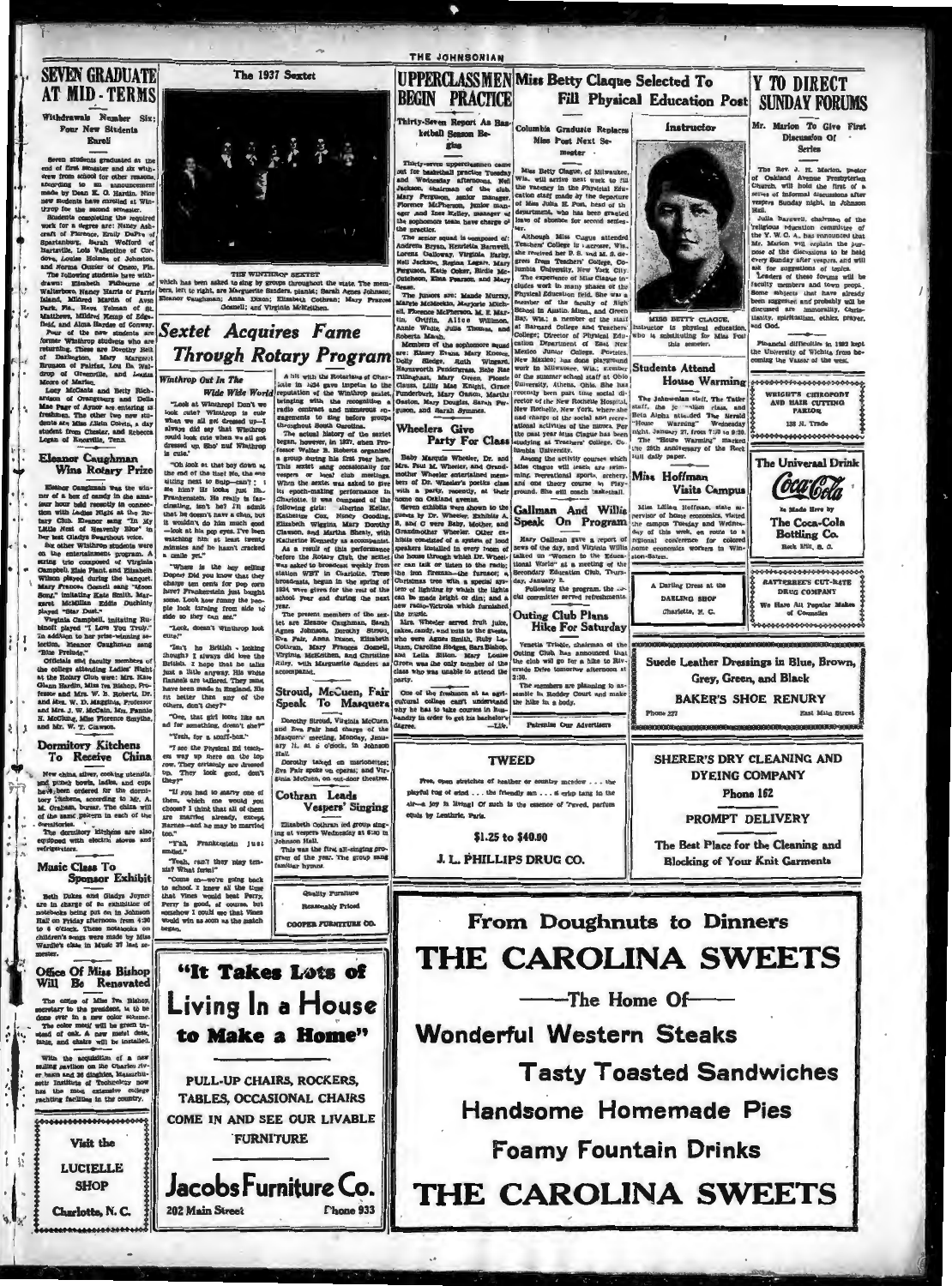# SEVEN GRADUATE AT MID-TERMS

## Withdrawals Number Six; Four New Students Enroll

Seven students graduated at the end of first semester and six withdrew from school for other reasons, according to an announcement made by Dean E. G. Hardin. Nine new students have enrolled at Winthrop for the second semester.

Students completing the required work for a degree are: Nancy Ashcraft of Florence, Emily DuPre of Spartanburg, Sarah Wofford of Hartsville, Lois Vallentine of Cordova, Louise Holmes of Johnston, and Norma Oozier of Oneco, Fla.

The following students have withdrawn: Elizabeth Fishburne of Walterboro, Nancy Harris of Parris Island, Mildred Martin of Avon Park, Fla., Rose Yeoman of St. Matthews, Mildred Kemp of Edgefield, and Alma Hardee of Conway.

Four of the new students are former Winthrop students who are returning. These are Dorothy Bell of Darlington, Mary Margaret Brunson of Fairfax, Lou Ila Waldrop of Greenville, and Louise Moore of Marlin.

Lucy McCants and Betty Richardson of Orangeburg and Della Mae Page of Aynor are entering as freshmen. The other two new students are Miss Alkin Colvin, a day student from Chester, and Rebecca Logan of Knoxville, Tenn.

# Eleanor Caughman Wins Rotary Prize

Eleanor Caughman was the winner of a box of candy in the amateur hour held recently in connection with Ladies Night at the Rotary Club. Eleanor sang "In My Little Nest of Heavenly Blue" in her best Gladys Swarthout voice.

Six other Winthrop students were on the entertainment program. A string trio composed of Virginia Campbell, Elsie Plant, and Elizabeth Wilson played during the banquet. Mary Frances Gosnell sang "Moon Song," imitating Kate Smith. Margaret McMillan Eddie Duchinly played "Star Dust."

Virginia Campbell, imitating Rubinoff played "I Love You Truly." In addition to her prize-winning selection, Eleanor Caughman sang "Blue Prelude."

Officials and faculty members of the college attending Ladies' Night at the Rotary Club were: Mrs. Kate Glenn Hardin, Miss Iva Bishop, Professor and Mrs. W. B. Roberts, Dr. and Mrs. W. D. Magginis, Professor and Mrs. J. W. McCain, Mrs. Fannie H. McClung, Miss Florence Smythe, and Mr. W. T. Clawson.

# Dormitory Kitchens To Receive China

New china, silver, cooking utensils, and punch bowls, ladles, and cups have been ordered for the dormitory kitchens, according to Mr. A. M. Graham, bursar. The china will of the same pattern in each of the dormitories.

The dormitory kitchens are also equipped with electric stoves and refrigerators.

# Music Class To Sponsor Exhibit

Beth Dukes and Gladys Joyner are in charge of an exhibition of notebooks being put on in Johnson Hall on Friday afternoon from 4:30 to 6 o'clock. These notebooks on children's songs were made by Miss Wardlaw's class in Music 27 last semester.

# Office Of Miss Bishop Will Be Renovated

The office of Miss Iva Bishop, secretary to the president, is to be done over in a new color scheme. The color motif will be green instead of oak. A new metal desk, table, and chairs will be installed.

With the acquisition of a new sailing pavilion on the Charles river basin and 36 dinghies, Massachusetts Institute of Technology now has the most extensive college yachting facilities in the country.

---

Visit the

LUCIELLE SHOP

Charlotte, N. C.

---

## The 1937 Sextet

THE WINTHROP SEXTET which has been asked to sing by groups throughout the state. The members, left to right, are Marguerite Sanders, pianist; Sarah Agnes Johnson; Eleanor Caughman; Anna Dixon; Elizabeth Cothran; Mary Frances Gosnell; and Virginia McKeithen.

# Sextet Acquires Fame Through Rotary Program

## Winthrop Out In The Wide Wide World

"Look at Winthrop! Don't we look cute? Winthrop is cute when we all get dressed up—I always did say that Winthrop could look cute when we all got dressed up. Sho' nuf Winthrop is cute."

"Oh look at that boy down at the end of the line! No, the one sitting next to Snip—can't I see him? He looks just like Frankenstein. He really is fascinating, isn't he? I'll admit that he doesn't have a chin, but it wouldn't do him much good—look at his pop eyes. I've been watching him at least twenty minutes and he hasn't cracked a smile yet."

"Where is the boy selling Dopes? Did you know that they charge ten cents for pop corn here? Frankenstein just bought some. Look how funny the people look turning from side to side so they can see."

"Look, doesn't Winthrop look cute?"

"Isn't he British - looking though? I always did love the British. I hope that he talks just a little anyway. His white flannels are tailored. They must have been made in England. He fit better than any of the others, don't they?"

"Gee, that girl looks like an ad for something, doesn't she?"

"Yeah, for a scarf-box."

"I see the Physical Ed teachers way up there on the top row. They certainly are dressed up. They look good, don't they?"

"If you had to marry one of them, which one would you choose? I think that all of them are married already, except Barron—and he may be married too."

"Y'all, Frankenstein just smiled."

"Yeah, can't they play tennis? What form!"

"Come on—we're going back to school. I knew all the time that Vines would beat Perry. Perry is good, of course, but somehow I could see that Vines would win as soon as the match began."

A hit with the Rotarians of Charlotte in 1934 gave impetus to the reputation of the Winthrop sextet, bringing with the recognition a radio contract and numerous engagements to sing before groups throughout South Carolina.

The actual history of the sextet began, however, in 1927, when Professor Walter B. Roberts organized a group during his first year here. This sextet sang occasionally for vespers or local club meetings. When the sextet was asked to give its epoch-making performance in Charlotte, it was composed of the following girls: Albertine Keller, Kathryne Cox, Nancy Gooding, Elizabeth Wiggins, Mary Dorothy Clawson, and Martha Sheely, with Katherine Kennedy as accompanist.

As a result of this performance before the Rotary Club, the sextet was asked to broadcast weekly from station WBT in Charlotte. These broadcasts, begun in the spring of 1934, were given for the rest of the school year and during the next year.

The present members of the sextet are Eleanor Caughman, Sarah Agnes Johnson, Dorothy Stroud, Eva Fair, Anna Dixon, Elizabeth Cothran, Mary Frances Gosnell, Virginia McKeithen, and Christine Riley, with Marguerite Sanders as accompanist.

# UPPERCLASSMEN BEGIN PRACTICE

## Thirty-Seven Report As Basketball Season Begins

Thirty-seven upperclassmen came out for basketball practice Tuesday and Wednesday afternoons. Nell Jackson, chairman of the club, Mary Ferguson, senior manager, Florence McPherson, junior manager and Inez Kelley, manager of the sophomore team have charge of the practice.

The senior squad is composed of: Andrena Bryan, Henrietta Barnwell, Lorena Galloway, Virginia Earley, Nell Jackson, Regina Legare, Mary Ferguson, Katie Coker, Birdie McCutcheon, Elna Pearson, and Mary Swann.

The juniors are: Maude Murray, Marvie McMeekin, Marjorie Mitchell, Florence McPherson, M. E. Martin, Griffin, Alice Willimon, Annie White, Julia Thomas, and Roberta Marsh.

Members of the sophomore squad are: Elaney Evans, Mary Koonce, Dolly Sledge, Ruth Wingard, Haynsworth Pendergrass, Sale Rae Tillinghast, Mary Green, Flossie Clauss, Lillie Mae Knight, Grace Funderburk, Mary Oaston, Martha Gaston, Mary Douglas, Sarah Ferguson, and Sarah Symmes.

# Wheelers Give Party For Class

Baby Marquis Wheeler, Dr. and Mrs. Paul M. Wheeler, and Grandmother Wheeler entertained members of Dr. Wheeler's poetics class with a party, recently, at their home on Oakland avenue.

Seven exhibits were shown to the guests by Dr. Wheeler. Exhibits A, B, and C were Baby, Mother, and Grandmother Wheeler. Other exhibits consisted of a system of loud speakers installed in every room of the house through which Dr. Wheeler can talk or listen to the radio; the iron fireman—the furnace; a Christmas tree with a special system of lighting by which the lights can be made bright or dim; and a new radio-Victrola which furnished the music.

Mrs. Wheeler served fruit juice, cakes, candy, and nuts to the guests, who were Agnes Smith, Ruby Latham, Caroline Hodges, Sara Bishop, and Lelia Sitton. Mary Louise Green was the only member of the class who was unable to attend the party.

One of the freshmen at an agricultural college can't understand why he has to take courses in husbandry in order to get his bachelor's degree. —Life.

# Stroud, McCuen, Fair Speak To Masquers

Dorothy Stroud, Virginia McCuen and Eva Fair had charge of the Masquers' meeting, Monday, January 31, at 5 o'clock, in Johnson Hall.

Dorothy talked on marionettes; Eva Fair spoke on operas; and Virginia McCuen, on out-door theatres.

# Cothran Leads Vespers' Singing

Elizabeth Cothran led group singing at vespers Wednesday at 6:30 in Johnson Hall.

This was the first all-singing program of the year. The group sang familiar hymns.

---

Quality Furniture

Reasonably Priced

COOPER FURNITURE CO.

---

# Miss Betty Clague Selected To Fill Physical Education Post

## Columbia Graduate Replaces Miss Post Next Semester

Miss Betty Clague, of Milwaukee, Wis. will arrive next week to fill the vacancy in the Physical Education staff made by the departure of Miss Julia H. Post, head of the department, who has been granted leave of absence for second semester.

Although Miss Clague attended Teachers' College in Lacrosse, Wis., she received her B. S. and M. S. degrees from Teachers' College, Columbia University, New York City.

The experience of Miss Clague includes work in many phases of the Physical Education field. She was a member of the faculty of High School in Austin, Minn., and Green Bay, Wis.; a member of the staff at Barnard College and Teachers' College; Director of Physical Education Department of East New Mexico Junior College, Portales, New Mexico; has done playground work in Milwaukee, Wis.; member of the summer school staff at Ohio University, Athens, Ohio. She has recently been part time social director of the New Rochelle Hospital, New Rochelle, New York, where she had charge of the social and recreational activities of the nurses. For the past year Miss Clague has been studying at Teachers' College, Columbia University.

Among the activity courses which Miss Clague will teach are swimming, recreational sports, archery, and one theory course in Playground. She will coach basketball.

## Instructor

MISS BETTY CLAGUE, instructor in physical education, who is substituting for Miss Post this semester.

# Gallman And Willis Speak On Program

Mary Gallman gave a report of news of the day, and Virginia Willis talked on "Women to the Educational World" at a meeting of the Secondary Education Club, Thursday, January 3.

Following the program, the social committee served refreshments.

# Outing Club Plans Hike For Saturday

Venetia Tribble, chairman of the Outing Club has announced that the club will go for a hike to Riverside Drive tomorrow afternoon at 2:30.

The members are planning to assemble in Roddey Court and make the hike in a body.

Patronize Our Advertisers

# Students Attend House Warming

The Johnsonian staff, The Tatler staff, the journalism class, and Beta Alpha attended The Herald "House Warming" Wednesday night, January 27, from 7:30 to 9:30. The "House Warming" marked the 25th anniversary of the Rock Hill daily paper.

# Miss Hoffman Visits Campus

Miss Lillian Hoffman, state supervisor of home economics, visited the campus Tuesday and Wednesday of this week, en route to a regional conference for colored home economics workers in Winston-Salem.

---

A Darling Dress at the

DARLING SHOP

Charlotte, N. C.

---

# Y TO DIRECT SUNDAY FORUMS

## Mr. Marion To Give First Discussion Of Series

The Rev. J. H. Marion, pastor of Oakland Avenue Presbyterian Church, will hold the first of a series of informal discussions after vespers Sunday night, in Johnson Hall.

Julia Barnwell, chairman of the religious education committee of the Y. W. C. A., has announced that Mr. Marion will explain the purpose of the discussions to be held every Sunday after vespers, and will ask for suggestions of topics.

Leaders of these forums will be faculty members and town people. Some subjects that have already been suggested and probably will be discussed are immortality, Christianity, spiritualism, ethics, prayer, and God.

Financial difficulties in 1932 kept the University of Wichita from becoming the Vassar of the west.

---

WRIGHT'S CHIROPODY AND HAIR CUTTING PARLOR

138 N. Trade

---

The Universal Drink

Coca-Cola

Is Made Here by

The Coca-Cola Bottling Co.

Rock Hill, S. C.

---

SATTERFIELD'S CUT-RATE DRUG COMPANY

We Have All Popular Makes of Cosmetics

---

Suede Leather Dressings in Blue, Brown, Grey, Green, and Black

BAKER'S SHOE RENURY

Phone 227 — East Main Street

---

TWEED

Free, open stretches of heather or country meadow . . . the playful tug of wind . . . the friendly sun . . . a crisp tang in the air—a joy in living! Of such is the essence of Tweed, parfum exquis by Lentheric, Paris.

$1.25 to $40.00

J. L. PHILLIPS DRUG CO.

---

SHERER'S DRY CLEANING AND DYEING COMPANY

Phone 162

PROMPT DELIVERY

The Best Place for the Cleaning and Blocking of Your Knit Garments

---

"It Takes Lots of Living In a House to Make a Home"

PULL-UP CHAIRS, ROCKERS, TABLES, OCCASIONAL CHAIRS

COME IN AND SEE OUR LIVABLE FURNITURE

Jacobs Furniture Co.

202 Main Street — Phone 933

---

From Doughnuts to Dinners

THE CAROLINA SWEETS

—The Home Of—

Wonderful Western Steaks

Tasty Toasted Sandwiches

Handsome Homemade Pies

Foamy Fountain Drinks

THE CAROLINA SWEETS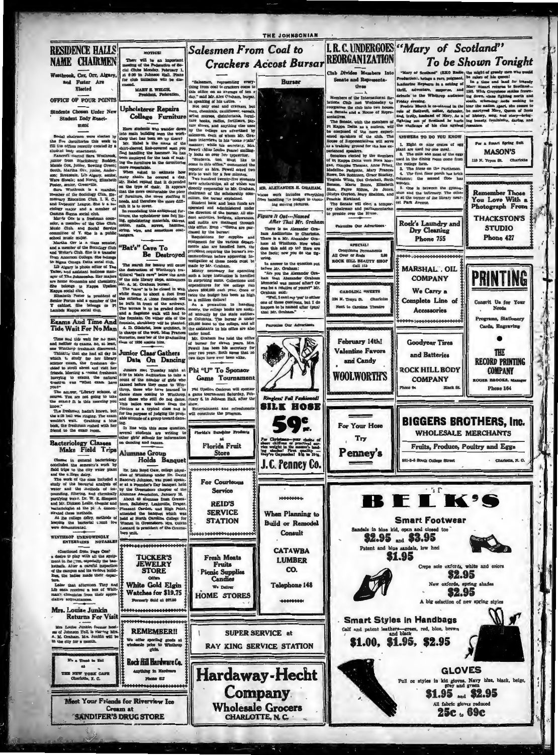## RESIDENCE HALLS NAME CHAIRMEN

### Westbrook, Cox, Orr, Algary, and Foster Are Elected

#### OFFICE OF FOUR POINTS

#### Students Chosen Under New Student Body Enactment

Social chairmen were elected by the five dormitories this week to fill the office recently created by a student body enactment.

Bancroft elected Sara Westbrook, junior from Blacksburg; Roddey, Mamie Cox, junior, Bowling Green; South, Martha Orr, junior, Anderson; Breazeale, Lib Algary, senior, Ware Shoals; and North, Elizabeth Foster, senior, Greenville.

Sara Westbrook is a marshal, member of the Sociology Club, Elementary Education Club, Y. E. C., and Debaters' League. She is a sociology major and a member of Gamma Sigma social club.

Mamie Cox is a freshman counselor, a member of the Glee Club, Music Club and Social Service committee of Y. She is a public school music major.

Martha Orr is a class senator, and a member of the Sociology Club and Writer's Club. She is a transfer from Anderson College. She belongs to Sigma Omega Delta social club.

Lib Algary is photo editor of The Tatler, and assistant business manager of The Johnsonian. Her majors are home economics and chemistry. She belongs to Kappa Upsilon Kappa social club.

Elizabeth Foster is president of Senior Forum and a member of the Y cabinet. She belongs to Pi Lambda Kappa social club.

## Exams And Time And Tide Wait For No Man

Time and tide wait for no man, and neither do exams. So, at least, one Winthrop freshman discovered.

Thinking that she had all day in which to study for her library science exam, the freshman decided to stroll about and visit her friends. Meeting a second freshman hurrying to exams the natural question was "What exam have you?"

The answer, "Library science, of course. You are not going to take the exam? It is this morning you know."

The freshman hadn't known, but the 8:30 bell was ringing. The exam wouldn't wait. Grabbing a blue book, the freshman rushed with her friend to the exam room.

## Bacteriology Classes Make Field Trips

Classes in general bacteriology concluded the semester's work by field trips to the city water plant and the college dairy.

The work of the class included a study of the bacterial analysis of water and the methods of impounding, filtering, and chemically purifying water. Dr. W. E. Simpson and Mr. Dixson Leslie, chemist and bacteriologist at the plant, demonstrated these methods.

At the college dairy, methods of keeping the bacterial count low were demonstrated.

#### WINTHROP UNKNOWINGLY ENTERTAINS NOTABLES

(Continued from Page One)

a desire to play with all the equipment in the gym, especially the basketballs. After a careful inspection of the campus and its various buildings, the ladies made their departure.

Later that afternoon Tiny and Lib each received a box of Whitman's chocolates from their appreciative acquaintances.

## Mrs. Louise Junkin Returns For Visit

Mrs. Louise Junkin, former hostess of Johnson Hall, is visiting Mrs. A. M. Graham. Mrs. Junkin will be in the city for a month.

---

NOTICE!

There will be an important meeting of the Federation of Social Clubs Monday, February 1, at 6:30 in Johnson Hall. Plans for club initiation will be discussed.

MARY E. WELCH,
President, Federation.

## Upholsterer Repairs College Furniture

Have students who wander down into main building seen the workshop that has been set up there?

Mr. Habel is the name of the shirt-sleeved, lint-covered man you find handling the hammer. He has been employed for the task of making the furniture in the dormitories more respectable.

When asked to estimate how many chairs he covered a day, Mr. Habel replied that it depended on the type of chair. It appears that the more comfortable the piece of furniture, the more stuffing it needs, and therefore the more difficult it is to cover.

In remodeling this antiquated furniture, the upholsterer uses felt lining, upholstering materials, canvas, cotton, nails, screws, hammer, string, wire, and sometimes coat-hangers.

## "Bat's" Cave To Be Destroyed

The search for beauty will cause the destruction of Winthrop's traditional "bat's cave" below the arch of the side library steps, announces Mr. A. M. Graham, bursar.

The "cave" is to be closed in with white stone to about a foot from the exterior. A stone fountain will be built in front of the archway. The terrace is to be graded down, and a flagstone walk will lead to the fountain. On either side of the fountain, shrubbery will be planted.

A. D. Gilchrist, local architect, is in charge of the work. Miss Frances Burnette, member of the graduating class of 1936 assists him.

## Junior Class Gathers Data On Dancing

Juniors met Tuesday night at 6:30 in Main Auditorium to take a count of the number of girls who danced before they came to Winthrop, those who have learned to dance since coming to Winthrop, and those who still do not dance. This ballot was taken from the Juniors as a typical class and is for the purpose of judging the probable attitude of a group toward dancing.

In line with this same question, several students are writing to other girls' schools for information on dancing and dances.

## Alumnae Group Holds Banquet

Dr. Lois Boyd Gaw, college physician of Winthrop under Dr. David Bancroft Johnson, was guest speaker at a Founder's Day banquet held by the Greensboro chapter of the Alumnae Association, January 16.

About 40 alumnae from Greensboro, Salisbury, Leaksville, Draper, Pleasant Garden, and High Point, attended the banquet which was held at North Carolina College for Women in Greensboro. Mrs. Colvin Leonard is president of the Greensboro unit.

---

## Salesmen From Coal to Crackers Accost Bursar

"Salesmen, representing everything from coal to crackers come to this office on an average of ten a day," said Mr. Alex Graham, bursar, in speaking of his duties.

Not only coal and crackers, but corn, chemicals, cauliflower, cereals, artist courses, disinfectants, furniture books, radios, fertilizers, picture shows, and anything else used by the college are advertised by salesmen, each of whom Mr. Graham interviews in his "come again" manner; while his secretary, Mrs. Powell (Miss Louise Peace) smilingly looks on over her typewriter.

"Students, too, must like to come to this office," commented the reporter as Mrs. Powell asked two girls to wait for a few minutes.

Two hundred twenty-five students have scholarships, all of whom are directly responsible to Mr. Graham, chairman of the scholarship committee, the bursar explained.

Student bank and loan funds are operated and administered under the direction of the bursar. All student activities, budgets, allowances, and audits are managed through this office. Even "eats" are purchased by the bursar!

Requisitions for supplies and equipment for the various departments also are handled here, the president requiring the bursar's recommendation before approving. Investigation of these needs must be made by Mr. Graham.

Money necessary for operating such a large institution is handled in surprising sums. Collections and expenditures for the college run above $500,000 each year. Once or twice the budget has been as high as a million dollars!

As a precaution in handling money, the college books are audited annually by the state auditors in Columbia. The bursar is under $25,000 bond to the college, and all five assistants in his office are also under bond.

Mr. Graham has held the office of bursar for eleven years. Mrs. Powell has been his secretary for over two years. Both agree that no two days have ever been alike.

Bursar

MR. ALEXANDER H. GRAHAM, whose work includes everything from handling the budget to choosing moving pictures.

### Figure It Out—Named After That Mr. Graham

There is an Alexander Graham Auditorium in Charlotte. There is a Mr. Alexander Graham at Winthrop. Now what does this add up to? Here are the facts; now you do the figuring.

In answer to the question put before Mr. Graham:

"Are you the Alexander Graham that Alexander Graham Memorial was named after? Or was he a relative of yours?" Mr. Graham said:

"Well, I can't say 'yes' to either one of those questions, but I do happen to be named after (him) that Mr. Graham."

Patronize Our Advertisers

## Phi "U" To Sponsor Game Tournament

Phi Upsilon Omicron will sponsor a game tournament Saturday, February 6, in Johnson Hall, after the show.

Entertainment and refreshments will constitute the program.

---

## I. R. C. UNDERGOES REORGANIZATION

### Club Divides Members Into Senate and Representatives

Members of the International Relations Club met Wednesday to reorganize the club into two houses—a Senate and a House of Representatives.

The Senate, with the members of Pi Kappa Delta as a nucleus, will be composed of the more experienced speakers of the club. The House of Representatives will serve as a training ground for the less experienced speakers.

Senators elected by the members of Pi Kappa Delta were Nora Morgan, Dimples Thomas, Annie Pruitt, Madeline Padgette, Mary Frances Rowe, Dot Robinson, Grace Stuckey, Virginia Willis, Dot Grinnell, Ruth Benson, Marie Boone, Elizabeth Ham, Fayne Hilton, Jo Moore, Gladys Guyton, Mary Sheldon, and Peachie Kirkland.

The Senate will elect a temporary chairman and parliamentarian to preside over the House.

Patronize Our Advertisers

---

## "Mary of Scotland" To be Shown Tonight

"Mary of Scotland" (RKO Radio Production), brings a rare, poignant, Katharine Hepburn in a setting of thrill, adventure, suspense, and debacle to the Winthrop audience Friday evening.

Fredric March is co-starred in the role of Bothwell, ruthless defender, and, lastly, husband of Mary. As a fighting son of Scotland he hurls the challenge of his clan against the might of greedy men who would be rulers of his queen!

In a time and land for tragedy Mary Stuart returns to Scotland—1561. With Greystone castles frowning down, clans fighting north and south, scheming lords seeking to tear the nation apart, she comes to be martyred Mary, Queen of Scots of history, song, and story—bringing beauty, femininity, daring, and romance.

### ANSWERS TO DO YOU KNOW

1. Eight or nine crates of egg plant are used for one meal.
2. The milk and most of the eggs used in the dining room come from the college farm.
3. The frieze on the Parthenon.
4. The first floor porch has brick columns; the second floor has wooden.
5. One is between the gymnasium and the infirmary. The other is at the corner of the library nearest Park Avenue.

---

## Advertisements

It's a Treat to Eat at THE NEW YORK CAFE, Charlotte, N. C.

Meet Your Friends for Riverview Ice Cream at SANDIFER'S DRUG STORE

TUCKER'S JEWELRY STORE Offers White Gold Elgin Watches for $19.75. Formerly Sold at $27.50

REMEMBER!! We offer sporting goods at wholesale price to Winthrop girls. Rock Hill Hardware Co. Anything in Hardware. Phone 617

Florida's Sunshine Products at Florida Fruit Store

For Courteous Service REID'S SERVICE STATION

Fresh Meats, Fruits, Picnic Supplies, Candies. We Deliver. HOME STORES

When Planning to Build or Remodel Consult CATAWBA LUMBER CO. Telephone 148

SUPER SERVICE at RAY KING SERVICE STATION

Hardaway-Hecht Company, Wholesale Grocers, CHARLOTTE, N. C.

Ringless! Full Fashioned! SILK HOSE 59c pr. For Christmas—your choice of sheer chiffons or practical service weight in the season's leading shades! First quality — they're Gaymodes! 8½ to 10½. J. C. Penney Co.

SPECIAL! Croquinole Permanents All Over or Ends $2.00. ROCK HILL BEAUTY SHOP Call 113

CAROLINA SWEETS, 234 N. Tryon St., Charlotte. Next to Carolina Theatre

February 14th! Valentine Favors and Candy. WOOLWORTH'S

For Your Hose Try Penney's

For a Smart Spring Suit MASON'S, 119 N. Tryon St., Charlotte

Remember Those You Love With a Photograph From THACKSTON'S STUDIO Phone 427

Rock's Laundry and Dry Cleaning Phone 755

MARSHALL OIL COMPANY. We Carry a Complete Line of Accessories

Goodyear Tires and Batteries. ROCK HILL BODY COMPANY. Phone 84, Black St.

PRINTING. Consult Us for Your Needs. Programs, Stationery, Cards, Engraving. THE RECORD PRINTING COMPANY. ROGER BROOKS, Manager. Phone 164

BIGGERS BROTHERS, Inc. WHOLESALE MERCHANTS. Fruits, Produce, Poultry and Eggs. 501-3-5 South College Street, Charlotte, N. C.

BELK'S

Smart Footwear

Sandals in blue kid, open and closed toe $2.95 and $3.95

Patent and blue sandals, low heel $1.95

Crepe sole oxfords, white and colors $2.95

New oxfords, spring shades $2.95

A big selection of new spring styles

Smart Styles in Handbags

Calf and patent leathers—green, red, blue, brown and black

$1.00, $1.95, $2.95

GLOVES

Pull on styles in kid gloves. Navy blue, black, beige, grey and green

$1.95 and $2.95

All fabric gloves reduced 25c to 69c